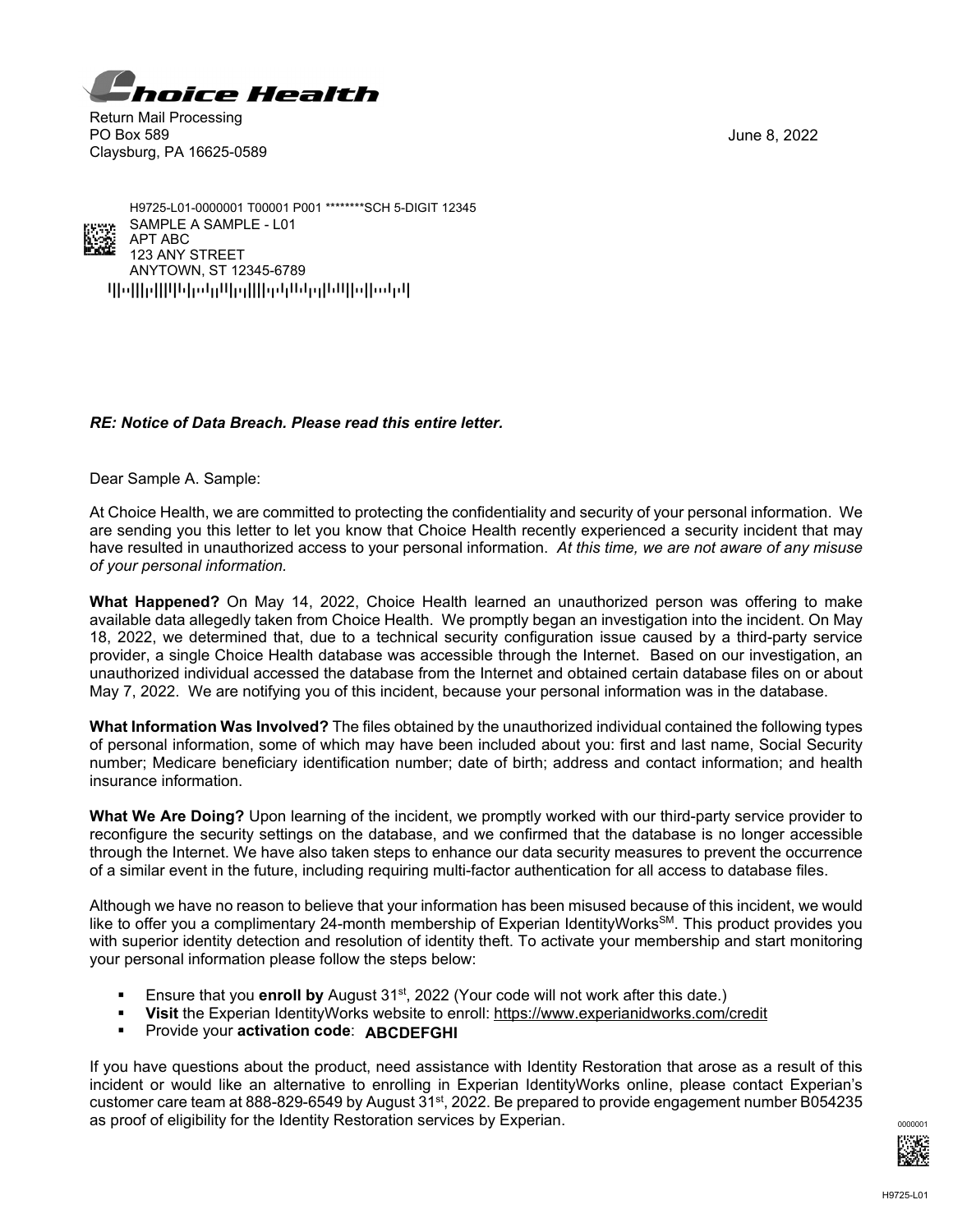**Choice Health**

Return Mail Processing
PO Box 589
Claysburg, PA 16625-0589

June 8, 2022

H9725-L01-0000001 T00001 P001 ********SCH 5-DIGIT 12345
SAMPLE A SAMPLE - L01
APT ABC
123 ANY STREET
ANYTOWN, ST 12345-6789

***RE: Notice of Data Breach. Please read this entire letter.***

Dear Sample A. Sample:

At Choice Health, we are committed to protecting the confidentiality and security of your personal information. We are sending you this letter to let you know that Choice Health recently experienced a security incident that may have resulted in unauthorized access to your personal information. *At this time, we are not aware of any misuse of your personal information.*

**What Happened?** On May 14, 2022, Choice Health learned an unauthorized person was offering to make available data allegedly taken from Choice Health. We promptly began an investigation into the incident. On May 18, 2022, we determined that, due to a technical security configuration issue caused by a third-party service provider, a single Choice Health database was accessible through the Internet. Based on our investigation, an unauthorized individual accessed the database from the Internet and obtained certain database files on or about May 7, 2022. We are notifying you of this incident, because your personal information was in the database.

**What Information Was Involved?** The files obtained by the unauthorized individual contained the following types of personal information, some of which may have been included about you: first and last name, Social Security number; Medicare beneficiary identification number; date of birth; address and contact information; and health insurance information.

**What We Are Doing?** Upon learning of the incident, we promptly worked with our third-party service provider to reconfigure the security settings on the database, and we confirmed that the database is no longer accessible through the Internet. We have also taken steps to enhance our data security measures to prevent the occurrence of a similar event in the future, including requiring multi-factor authentication for all access to database files.

Although we have no reason to believe that your information has been misused because of this incident, we would like to offer you a complimentary 24-month membership of Experian IdentityWorks[SM]. This product provides you with superior identity detection and resolution of identity theft. To activate your membership and start monitoring your personal information please follow the steps below:

- Ensure that you **enroll by** August 31st, 2022 (Your code will not work after this date.)
- **Visit** the Experian IdentityWorks website to enroll: https://www.experianidworks.com/credit
- Provide your **activation code**: **ABCDEFGHI**

If you have questions about the product, need assistance with Identity Restoration that arose as a result of this incident or would like an alternative to enrolling in Experian IdentityWorks online, please contact Experian's customer care team at 888-829-6549 by August 31st, 2022. Be prepared to provide engagement number B054235 as proof of eligibility for the Identity Restoration services by Experian.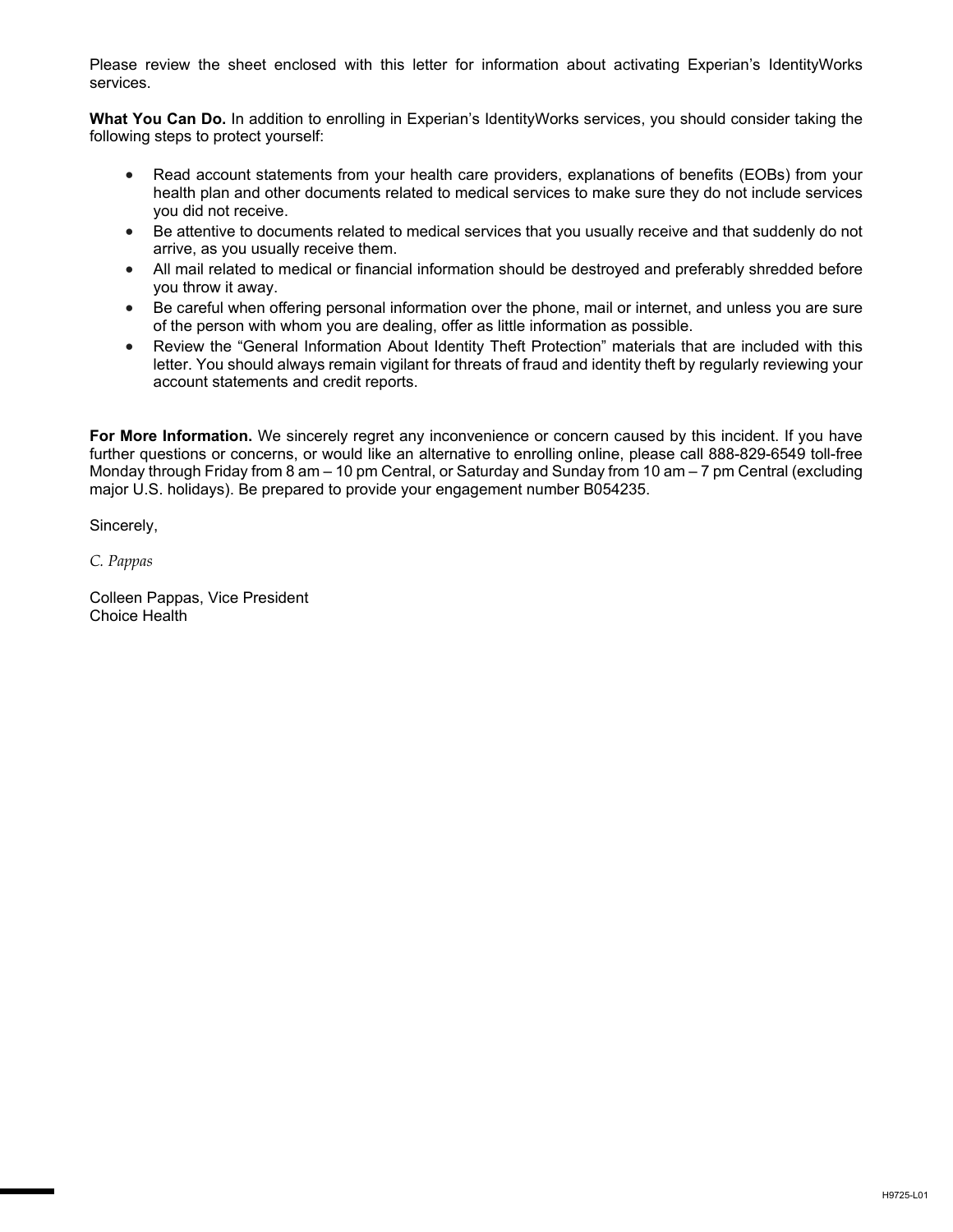Please review the sheet enclosed with this letter for information about activating Experian's IdentityWorks services.

**What You Can Do.** In addition to enrolling in Experian's IdentityWorks services, you should consider taking the following steps to protect yourself:

- Read account statements from your health care providers, explanations of benefits (EOBs) from your health plan and other documents related to medical services to make sure they do not include services you did not receive.
- Be attentive to documents related to medical services that you usually receive and that suddenly do not arrive, as you usually receive them.
- All mail related to medical or financial information should be destroyed and preferably shredded before you throw it away.
- Be careful when offering personal information over the phone, mail or internet, and unless you are sure of the person with whom you are dealing, offer as little information as possible.
- Review the "General Information About Identity Theft Protection" materials that are included with this letter. You should always remain vigilant for threats of fraud and identity theft by regularly reviewing your account statements and credit reports.

**For More Information.** We sincerely regret any inconvenience or concern caused by this incident. If you have further questions or concerns, or would like an alternative to enrolling online, please call 888-829-6549 toll-free Monday through Friday from 8 am – 10 pm Central, or Saturday and Sunday from 10 am – 7 pm Central (excluding major U.S. holidays). Be prepared to provide your engagement number B054235.

Sincerely,

*C. Pappas*

Colleen Pappas, Vice President
Choice Health

H9725-L01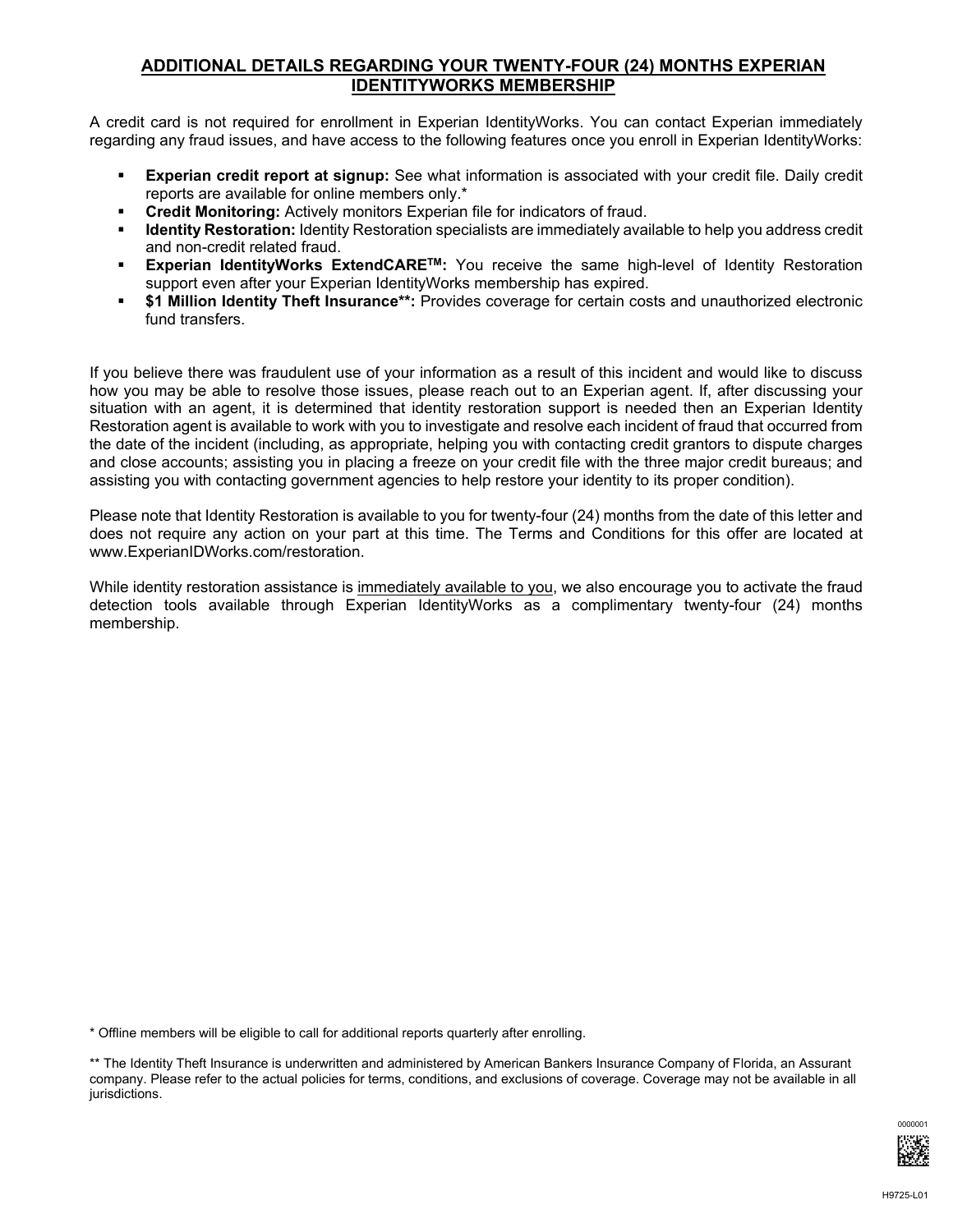## ADDITIONAL DETAILS REGARDING YOUR TWENTY-FOUR (24) MONTHS EXPERIAN IDENTITYWORKS MEMBERSHIP

A credit card is not required for enrollment in Experian IdentityWorks. You can contact Experian immediately regarding any fraud issues, and have access to the following features once you enroll in Experian IdentityWorks:

- **Experian credit report at signup:** See what information is associated with your credit file. Daily credit reports are available for online members only.*
- **Credit Monitoring:** Actively monitors Experian file for indicators of fraud.
- **Identity Restoration:** Identity Restoration specialists are immediately available to help you address credit and non-credit related fraud.
- **Experian IdentityWorks ExtendCARE™:** You receive the same high-level of Identity Restoration support even after your Experian IdentityWorks membership has expired.
- **$1 Million Identity Theft Insurance**:** Provides coverage for certain costs and unauthorized electronic fund transfers.

If you believe there was fraudulent use of your information as a result of this incident and would like to discuss how you may be able to resolve those issues, please reach out to an Experian agent. If, after discussing your situation with an agent, it is determined that identity restoration support is needed then an Experian Identity Restoration agent is available to work with you to investigate and resolve each incident of fraud that occurred from the date of the incident (including, as appropriate, helping you with contacting credit grantors to dispute charges and close accounts; assisting you in placing a freeze on your credit file with the three major credit bureaus; and assisting you with contacting government agencies to help restore your identity to its proper condition).

Please note that Identity Restoration is available to you for twenty-four (24) months from the date of this letter and does not require any action on your part at this time. The Terms and Conditions for this offer are located at www.ExperianIDWorks.com/restoration.

While identity restoration assistance is <u>immediately available to you</u>, we also encourage you to activate the fraud detection tools available through Experian IdentityWorks as a complimentary twenty-four (24) months membership.

* Offline members will be eligible to call for additional reports quarterly after enrolling.

** The Identity Theft Insurance is underwritten and administered by American Bankers Insurance Company of Florida, an Assurant company. Please refer to the actual policies for terms, conditions, and exclusions of coverage. Coverage may not be available in all jurisdictions.

0000001

H9725-L01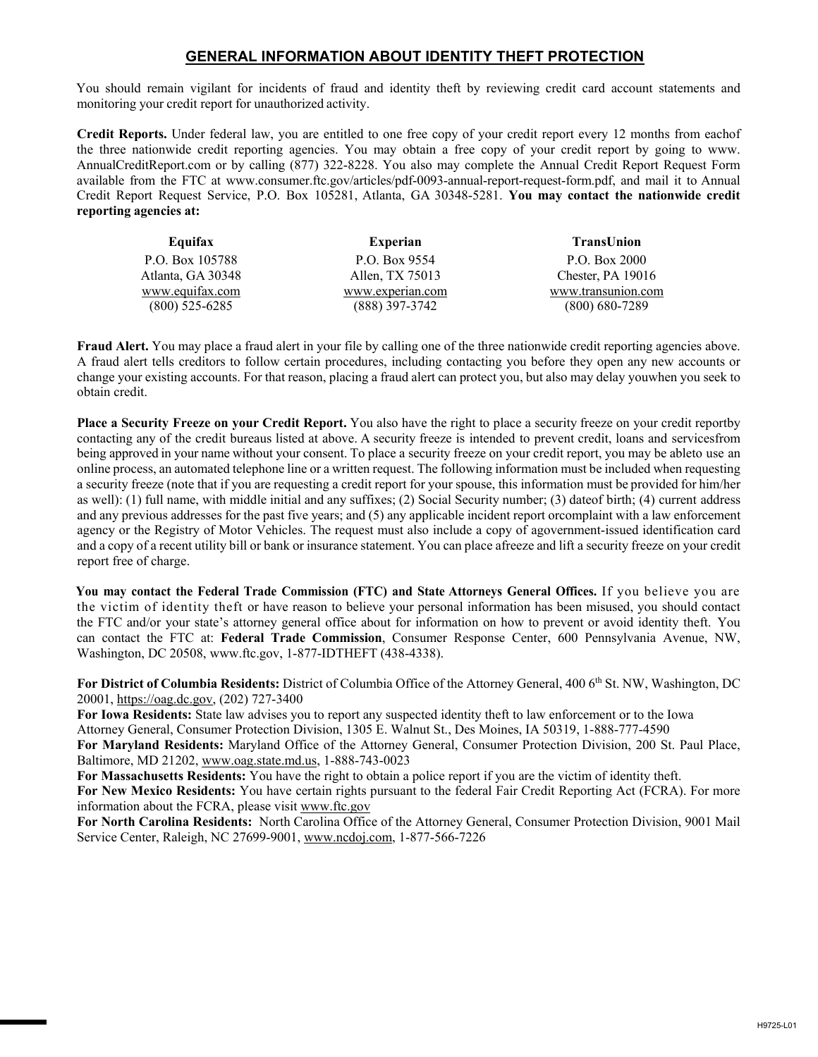## GENERAL INFORMATION ABOUT IDENTITY THEFT PROTECTION

You should remain vigilant for incidents of fraud and identity theft by reviewing credit card account statements and monitoring your credit report for unauthorized activity.

**Credit Reports.** Under federal law, you are entitled to one free copy of your credit report every 12 months from eachof the three nationwide credit reporting agencies. You may obtain a free copy of your credit report by going to www. AnnualCreditReport.com or by calling (877) 322-8228. You also may complete the Annual Credit Report Request Form available from the FTC at www.consumer.ftc.gov/articles/pdf-0093-annual-report-request-form.pdf, and mail it to Annual Credit Report Request Service, P.O. Box 105281, Atlanta, GA 30348-5281. **You may contact the nationwide credit reporting agencies at:**

| **Equifax** | **Experian** | **TransUnion** |
|---|---|---|
| P.O. Box 105788 | P.O. Box 9554 | P.O. Box 2000 |
| Atlanta, GA 30348 | Allen, TX 75013 | Chester, PA 19016 |
| www.equifax.com | www.experian.com | www.transunion.com |
| (800) 525-6285 | (888) 397-3742 | (800) 680-7289 |

**Fraud Alert.** You may place a fraud alert in your file by calling one of the three nationwide credit reporting agencies above. A fraud alert tells creditors to follow certain procedures, including contacting you before they open any new accounts or change your existing accounts. For that reason, placing a fraud alert can protect you, but also may delay youwhen you seek to obtain credit.

**Place a Security Freeze on your Credit Report.** You also have the right to place a security freeze on your credit reportby contacting any of the credit bureaus listed at above. A security freeze is intended to prevent credit, loans and servicesfrom being approved in your name without your consent. To place a security freeze on your credit report, you may be ableto use an online process, an automated telephone line or a written request. The following information must be included when requesting a security freeze (note that if you are requesting a credit report for your spouse, this information must be provided for him/her as well): (1) full name, with middle initial and any suffixes; (2) Social Security number; (3) dateof birth; (4) current address and any previous addresses for the past five years; and (5) any applicable incident report orcomplaint with a law enforcement agency or the Registry of Motor Vehicles. The request must also include a copy of agovernment-issued identification card and a copy of a recent utility bill or bank or insurance statement. You can place afreeze and lift a security freeze on your credit report free of charge.

**You may contact the Federal Trade Commission (FTC) and State Attorneys General Offices.** If you believe you are the victim of identity theft or have reason to believe your personal information has been misused, you should contact the FTC and/or your state's attorney general office about for information on how to prevent or avoid identity theft. You can contact the FTC at: **Federal Trade Commission**, Consumer Response Center, 600 Pennsylvania Avenue, NW, Washington, DC 20508, www.ftc.gov, 1-877-IDTHEFT (438-4338).

**For District of Columbia Residents:** District of Columbia Office of the Attorney General, 400 6th St. NW, Washington, DC 20001, https://oag.dc.gov, (202) 727-3400

**For Iowa Residents:** State law advises you to report any suspected identity theft to law enforcement or to the Iowa Attorney General, Consumer Protection Division, 1305 E. Walnut St., Des Moines, IA 50319, 1-888-777-4590

**For Maryland Residents:** Maryland Office of the Attorney General, Consumer Protection Division, 200 St. Paul Place, Baltimore, MD 21202, www.oag.state.md.us, 1-888-743-0023

**For Massachusetts Residents:** You have the right to obtain a police report if you are the victim of identity theft.

**For New Mexico Residents:** You have certain rights pursuant to the federal Fair Credit Reporting Act (FCRA). For more information about the FCRA, please visit www.ftc.gov

**For North Carolina Residents:** North Carolina Office of the Attorney General, Consumer Protection Division, 9001 Mail Service Center, Raleigh, NC 27699-9001, www.ncdoj.com, 1-877-566-7226

H9725-L01